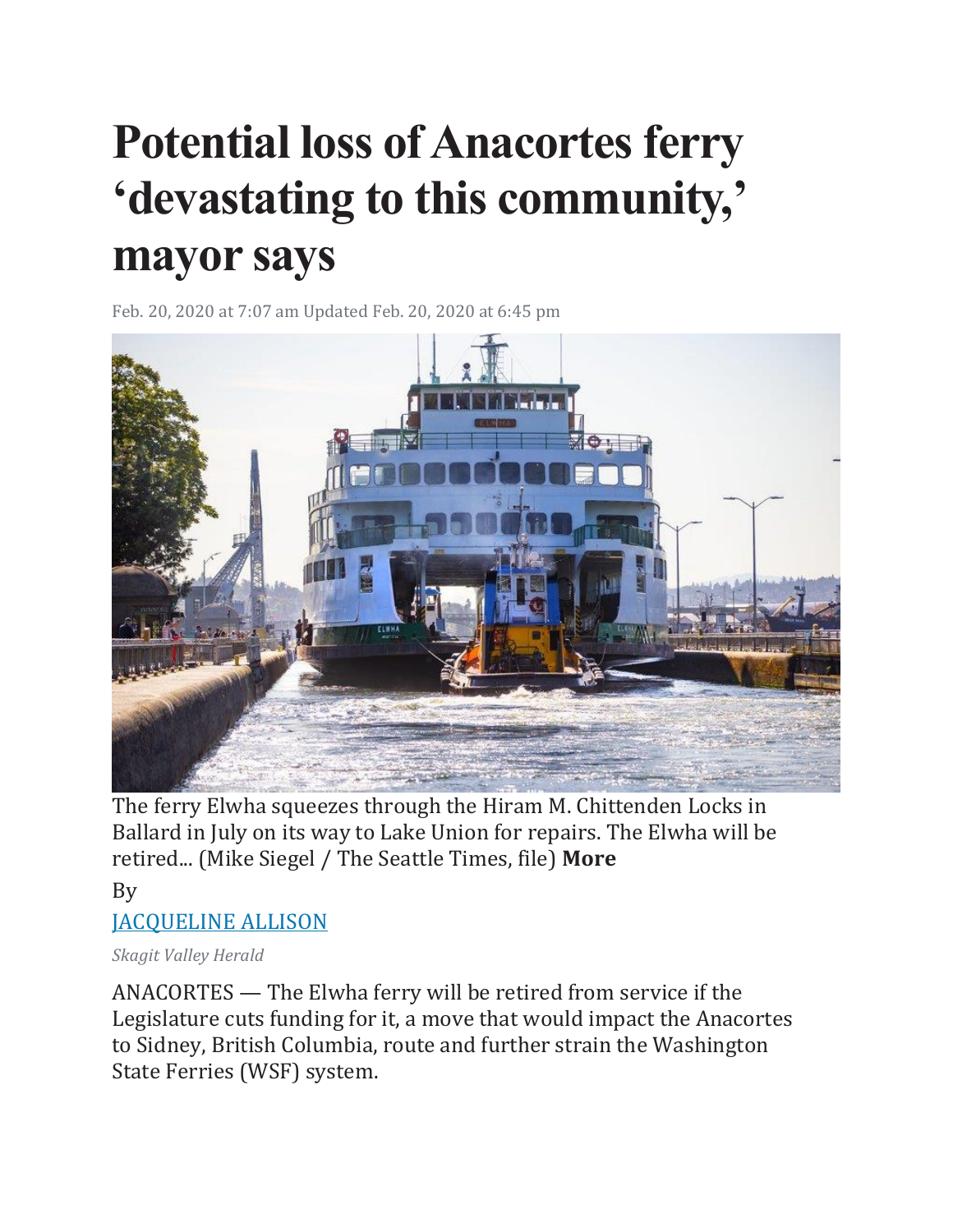# Potential loss of Anacortes ferry 'devastating to this community,' mayor says

Feb. 20, 2020 at 7:07 am Updated Feb. 20, 2020 at 6:45 pm

The ferry Elwha squeezes through the Hiram M. Chittenden Locks in Ballard in July on its way to Lake Union for repairs. The Elwha will be retired... (Mike Siegel / The Seattle Times, file) **More**

By

JACQUELINE ALLISON

*Skagit Valley Herald*

ANACORTES — The Elwha ferry will be retired from service if the Legislature cuts funding for it, a move that would impact the Anacortes to Sidney, British Columbia, route and further strain the Washington State Ferries (WSF) system.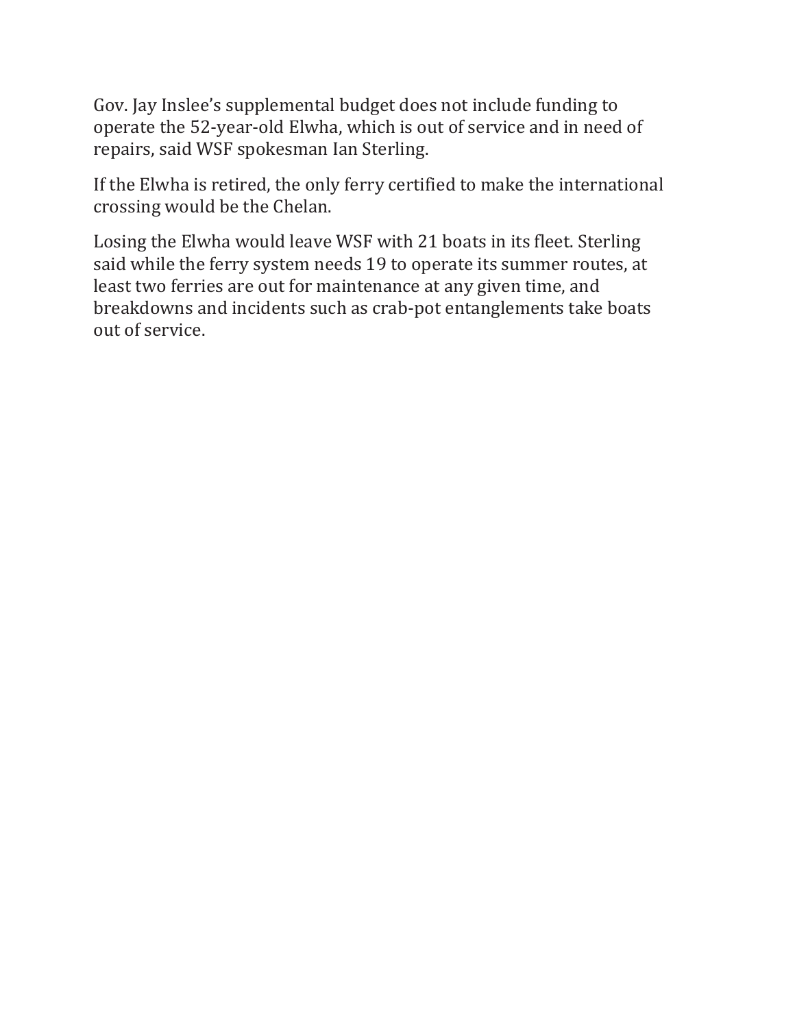Gov. Jay Inslee's supplemental budget does not include funding to operate the 52-year-old Elwha, which is out of service and in need of repairs, said WSF spokesman Ian Sterling.

If the Elwha is retired, the only ferry certified to make the international crossing would be the Chelan.

Losing the Elwha would leave WSF with 21 boats in its fleet. Sterling said while the ferry system needs 19 to operate its summer routes, at least two ferries are out for maintenance at any given time, and breakdowns and incidents such as crab-pot entanglements take boats out of service.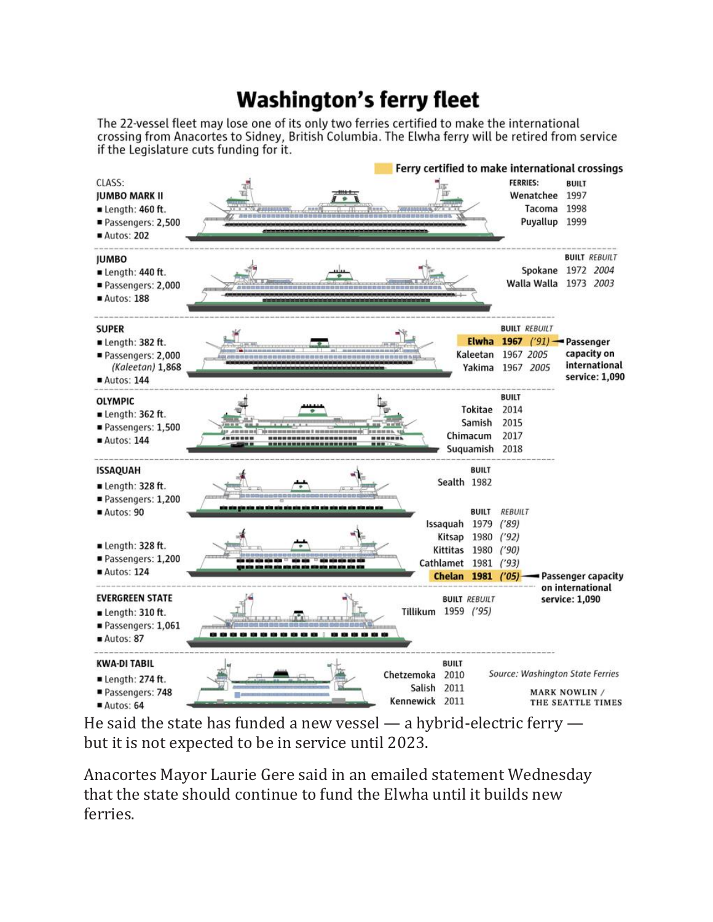# Washington's ferry fleet

The 22-vessel fleet may lose one of its only two ferries certified to make the international crossing from Anacortes to Sidney, British Columbia. The Elwha ferry will be retired from service if the Legislature cuts funding for it.

**Ferry certified to make international crossings** (highlighted)

| CLASS | Length | Passengers | Autos | Ferries | Built | Rebuilt |
|---|---|---|---|---|---|---|
| **JUMBO MARK II** | 460 ft. | 2,500 | 202 | Wenatchee | 1997 | |
| | | | | Tacoma | 1998 | |
| | | | | Puyallup | 1999 | |
| **JUMBO** | 440 ft. | 2,000 | 188 | Spokane | 1972 | 2004 |
| | | | | Walla Walla | 1973 | 2003 |
| **SUPER** | 382 ft. | 2,000 (Kaleetan) 1,868 | 144 | **Elwha** | **1967** | ('91) — Passenger capacity on international service: 1,090 |
| | | | | Kaleetan | 1967 | 2005 |
| | | | | Yakima | 1967 | 2005 |
| **OLYMPIC** | 362 ft. | 1,500 | 144 | Tokitae | 2014 | |
| | | | | Samish | 2015 | |
| | | | | Chimacum | 2017 | |
| | | | | Suquamish | 2018 | |
| **ISSAQUAH** | 328 ft. | 1,200 | 90 | Sealth | 1982 | |
| | 328 ft. | 1,200 | 124 | Issaquah | 1979 | ('89) |
| | | | | Kitsap | 1980 | ('92) |
| | | | | Kittitas | 1980 | ('90) |
| | | | | Cathlamet | 1981 | ('93) |
| | | | | **Chelan** | **1981** | ('05) — Passenger capacity on international service: 1,090 |
| **EVERGREEN STATE** | 310 ft. | 1,061 | 87 | Tillikum | 1959 | ('95) |
| **KWA-DI TABIL** | 274 ft. | 748 | 64 | Chetzemoka | 2010 | |
| | | | | Salish | 2011 | |
| | | | | Kennewick | 2011 | |

Source: Washington State Ferries

MARK NOWLIN / THE SEATTLE TIMES

He said the state has funded a new vessel — a hybrid-electric ferry — but it is not expected to be in service until 2023.

Anacortes Mayor Laurie Gere said in an emailed statement Wednesday that the state should continue to fund the Elwha until it builds new ferries.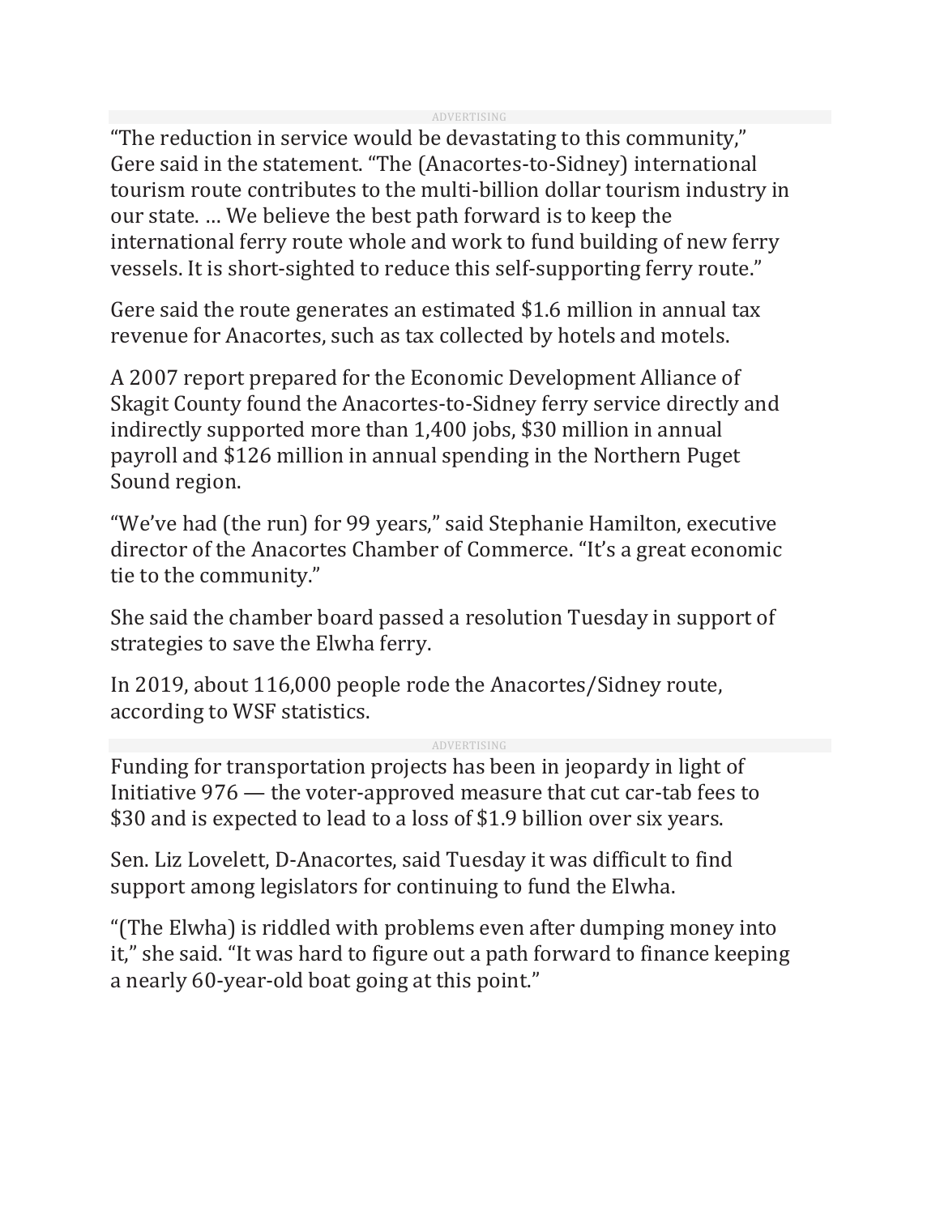“The reduction in service would be devastating to this community,” Gere said in the statement. “The (Anacortes-to-Sidney) international tourism route contributes to the multi-billion dollar tourism industry in our state. … We believe the best path forward is to keep the international ferry route whole and work to fund building of new ferry vessels. It is short-sighted to reduce this self-supporting ferry route.”

Gere said the route generates an estimated $1.6 million in annual tax revenue for Anacortes, such as tax collected by hotels and motels.

A 2007 report prepared for the Economic Development Alliance of Skagit County found the Anacortes-to-Sidney ferry service directly and indirectly supported more than 1,400 jobs, $30 million in annual payroll and $126 million in annual spending in the Northern Puget Sound region.

“We’ve had (the run) for 99 years,” said Stephanie Hamilton, executive director of the Anacortes Chamber of Commerce. “It’s a great economic tie to the community.”

She said the chamber board passed a resolution Tuesday in support of strategies to save the Elwha ferry.

In 2019, about 116,000 people rode the Anacortes/Sidney route, according to WSF statistics.

Funding for transportation projects has been in jeopardy in light of Initiative 976 — the voter-approved measure that cut car-tab fees to $30 and is expected to lead to a loss of $1.9 billion over six years.

Sen. Liz Lovelett, D-Anacortes, said Tuesday it was difficult to find support among legislators for continuing to fund the Elwha.

“(The Elwha) is riddled with problems even after dumping money into it,” she said. “It was hard to figure out a path forward to finance keeping a nearly 60-year-old boat going at this point.”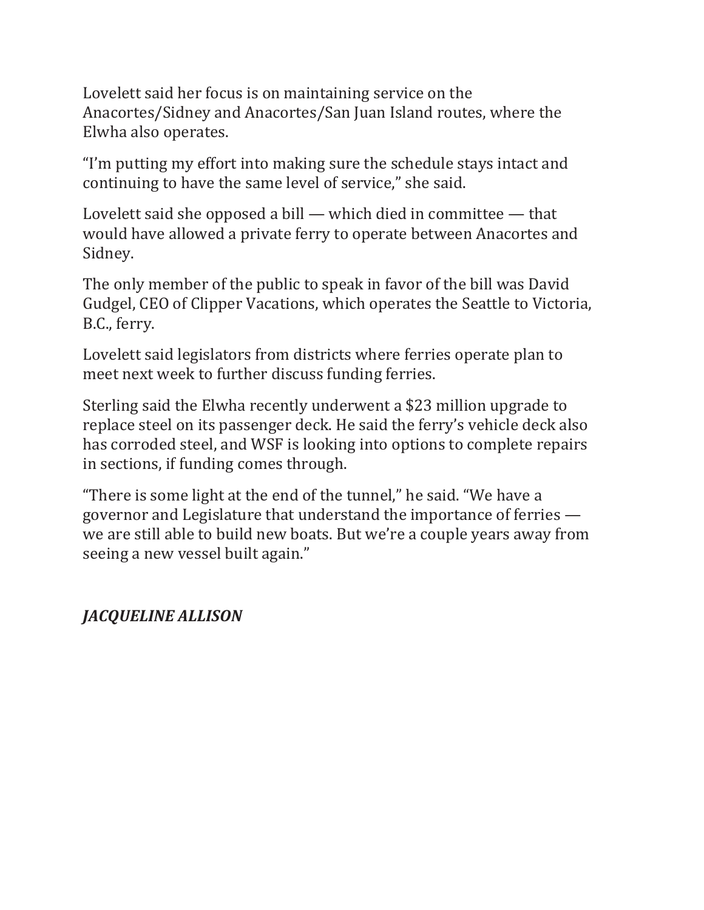Lovelett said her focus is on maintaining service on the Anacortes/Sidney and Anacortes/San Juan Island routes, where the Elwha also operates.

"I'm putting my effort into making sure the schedule stays intact and continuing to have the same level of service," she said.

Lovelett said she opposed a bill — which died in committee — that would have allowed a private ferry to operate between Anacortes and Sidney.

The only member of the public to speak in favor of the bill was David Gudgel, CEO of Clipper Vacations, which operates the Seattle to Victoria, B.C., ferry.

Lovelett said legislators from districts where ferries operate plan to meet next week to further discuss funding ferries.

Sterling said the Elwha recently underwent a $23 million upgrade to replace steel on its passenger deck. He said the ferry's vehicle deck also has corroded steel, and WSF is looking into options to complete repairs in sections, if funding comes through.

"There is some light at the end of the tunnel," he said. "We have a governor and Legislature that understand the importance of ferries — we are still able to build new boats. But we're a couple years away from seeing a new vessel built again."

***JACQUELINE ALLISON***